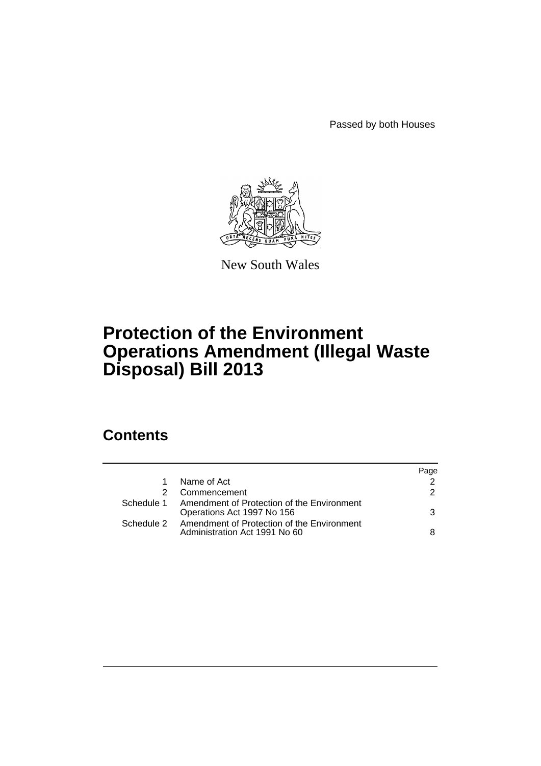Passed by both Houses

New South Wales

# Protection of the Environment Operations Amendment (Illegal Waste Disposal) Bill 2013

## Contents

| | | Page |
|---|---|---|
| 1 | Name of Act | 2 |
| 2 | Commencement | 2 |
| Schedule 1 | Amendment of Protection of the Environment Operations Act 1997 No 156 | 3 |
| Schedule 2 | Amendment of Protection of the Environment Administration Act 1991 No 60 | 8 |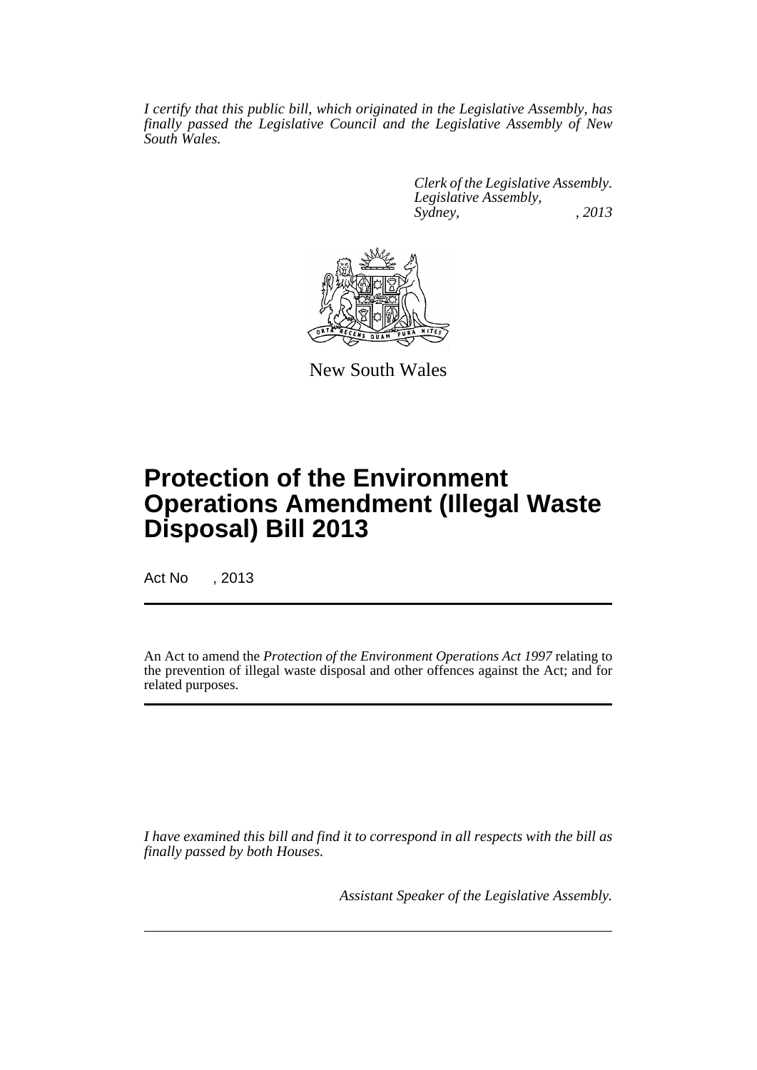*I certify that this public bill, which originated in the Legislative Assembly, has finally passed the Legislative Council and the Legislative Assembly of New South Wales.*

*Clerk of the Legislative Assembly.*
*Legislative Assembly,*
*Sydney, , 2013*

New South Wales

# Protection of the Environment Operations Amendment (Illegal Waste Disposal) Bill 2013

Act No , 2013

An Act to amend the *Protection of the Environment Operations Act 1997* relating to the prevention of illegal waste disposal and other offences against the Act; and for related purposes.

*I have examined this bill and find it to correspond in all respects with the bill as finally passed by both Houses.*

*Assistant Speaker of the Legislative Assembly.*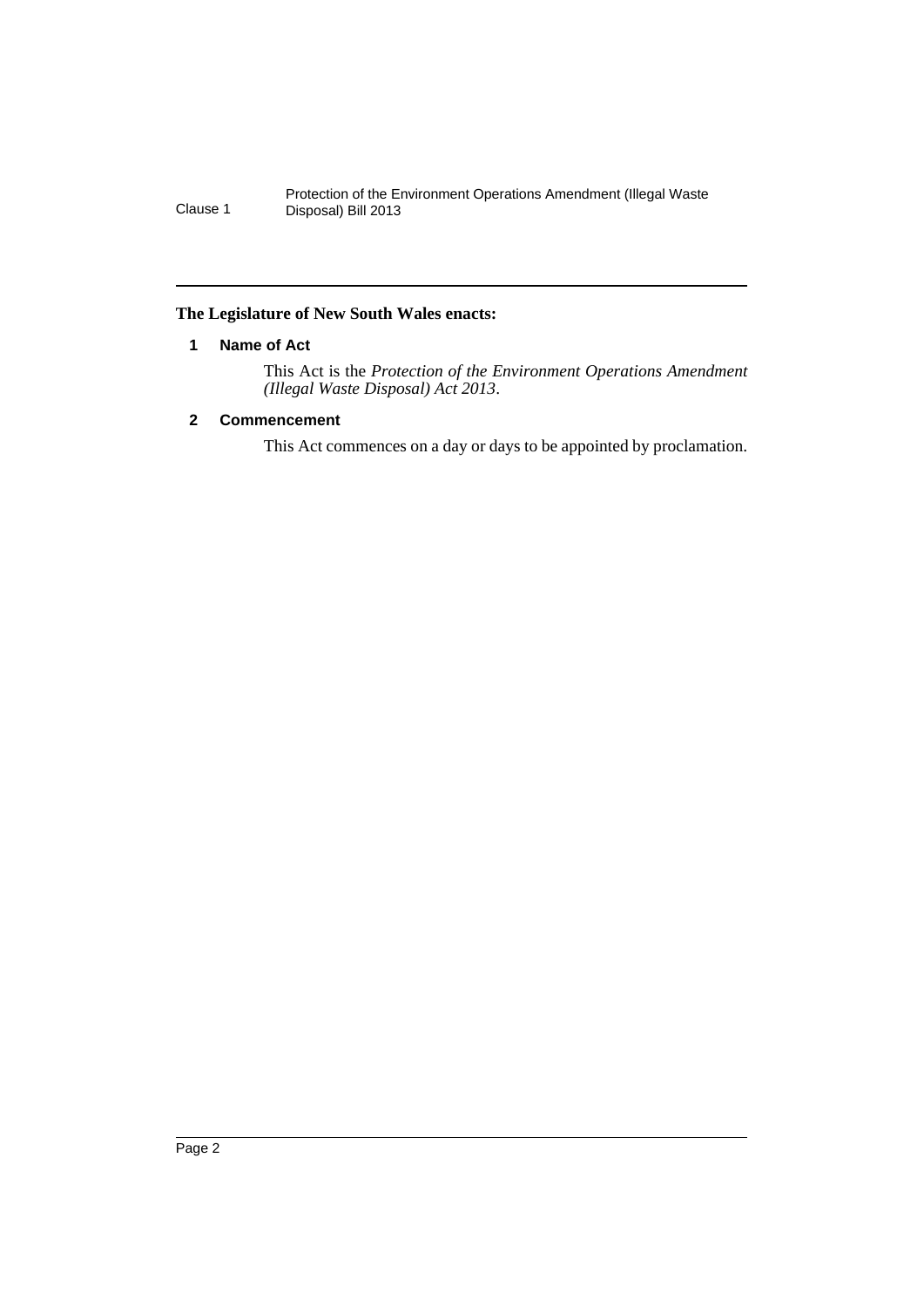**The Legislature of New South Wales enacts:**

### 1 Name of Act

This Act is the *Protection of the Environment Operations Amendment (Illegal Waste Disposal) Act 2013*.

### 2 Commencement

This Act commences on a day or days to be appointed by proclamation.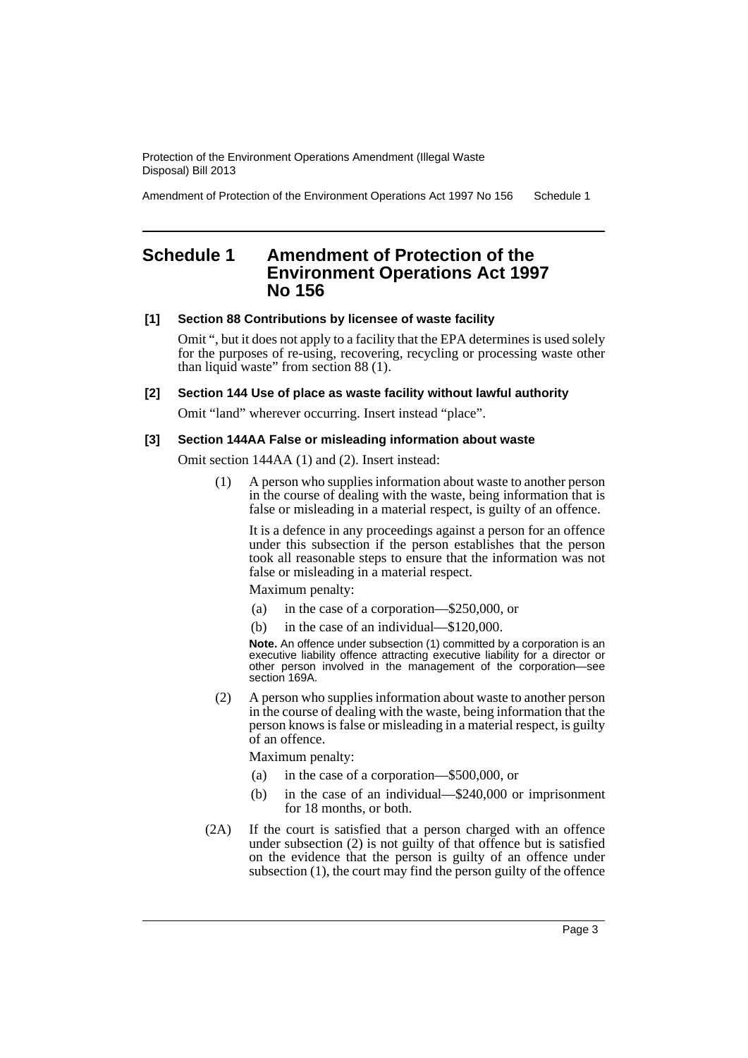# Schedule 1 Amendment of Protection of the Environment Operations Act 1997 No 156

**[1] Section 88 Contributions by licensee of waste facility**

Omit ", but it does not apply to a facility that the EPA determines is used solely for the purposes of re-using, recovering, recycling or processing waste other than liquid waste" from section 88 (1).

**[2] Section 144 Use of place as waste facility without lawful authority**

Omit "land" wherever occurring. Insert instead "place".

**[3] Section 144AA False or misleading information about waste**

Omit section 144AA (1) and (2). Insert instead:

(1) A person who supplies information about waste to another person in the course of dealing with the waste, being information that is false or misleading in a material respect, is guilty of an offence.

It is a defence in any proceedings against a person for an offence under this subsection if the person establishes that the person took all reasonable steps to ensure that the information was not false or misleading in a material respect.

Maximum penalty:

(a) in the case of a corporation—$250,000, or

(b) in the case of an individual—$120,000.

**Note.** An offence under subsection (1) committed by a corporation is an executive liability offence attracting executive liability for a director or other person involved in the management of the corporation—see section 169A.

(2) A person who supplies information about waste to another person in the course of dealing with the waste, being information that the person knows is false or misleading in a material respect, is guilty of an offence.

Maximum penalty:

(a) in the case of a corporation—$500,000, or

(b) in the case of an individual—$240,000 or imprisonment for 18 months, or both.

(2A) If the court is satisfied that a person charged with an offence under subsection (2) is not guilty of that offence but is satisfied on the evidence that the person is guilty of an offence under subsection (1), the court may find the person guilty of the offence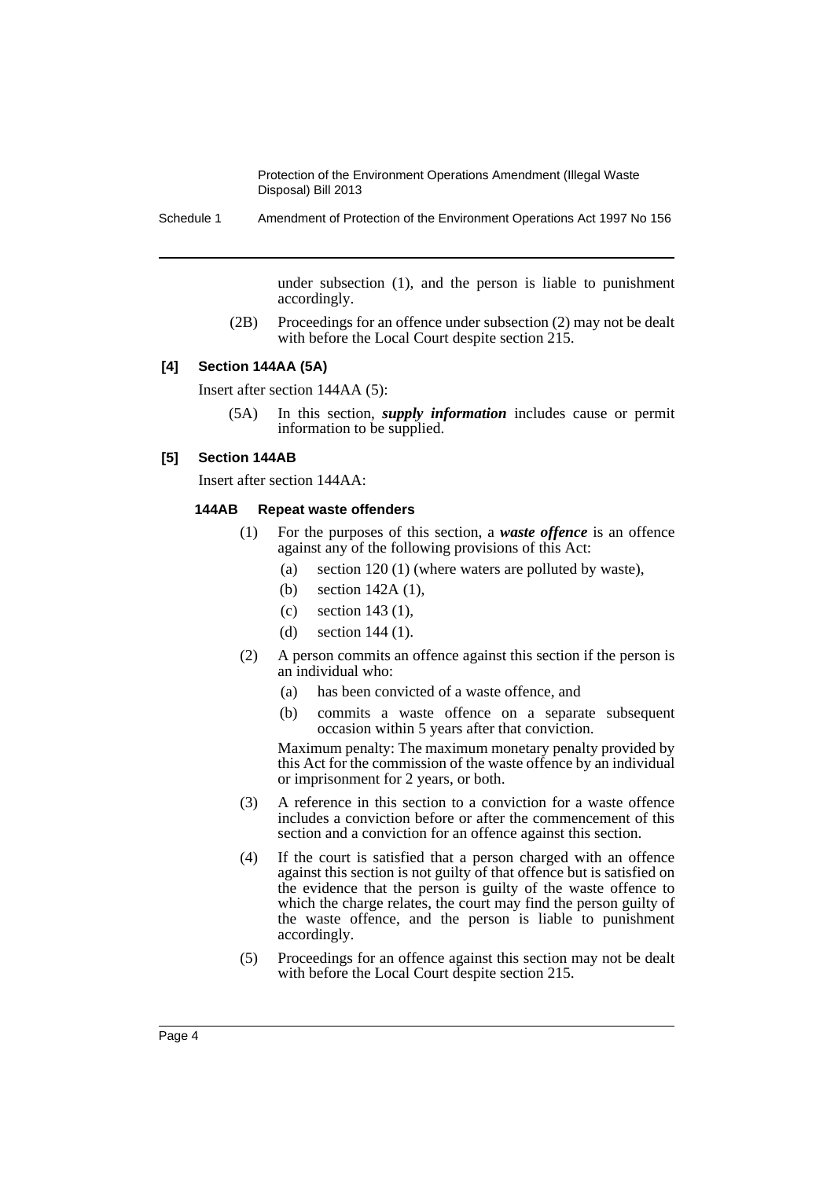under subsection (1), and the person is liable to punishment accordingly.

(2B) Proceedings for an offence under subsection (2) may not be dealt with before the Local Court despite section 215.

**[4] Section 144AA (5A)**

Insert after section 144AA (5):

(5A) In this section, ***supply information*** includes cause or permit information to be supplied.

**[5] Section 144AB**

Insert after section 144AA:

**144AB Repeat waste offenders**

(1) For the purposes of this section, a ***waste offence*** is an offence against any of the following provisions of this Act:

(a) section 120 (1) (where waters are polluted by waste),

(b) section 142A (1),

(c) section 143 (1),

(d) section 144 (1).

(2) A person commits an offence against this section if the person is an individual who:

(a) has been convicted of a waste offence, and

(b) commits a waste offence on a separate subsequent occasion within 5 years after that conviction.

Maximum penalty: The maximum monetary penalty provided by this Act for the commission of the waste offence by an individual or imprisonment for 2 years, or both.

(3) A reference in this section to a conviction for a waste offence includes a conviction before or after the commencement of this section and a conviction for an offence against this section.

(4) If the court is satisfied that a person charged with an offence against this section is not guilty of that offence but is satisfied on the evidence that the person is guilty of the waste offence to which the charge relates, the court may find the person guilty of the waste offence, and the person is liable to punishment accordingly.

(5) Proceedings for an offence against this section may not be dealt with before the Local Court despite section 215.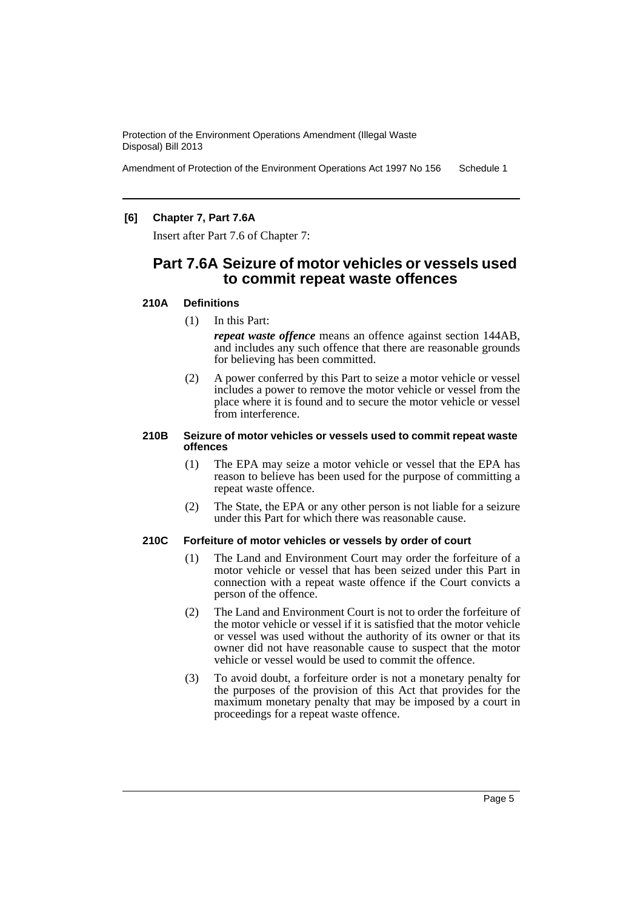**[6] Chapter 7, Part 7.6A**

Insert after Part 7.6 of Chapter 7:

## Part 7.6A Seizure of motor vehicles or vessels used to commit repeat waste offences

### 210A Definitions

(1) In this Part:

***repeat waste offence*** means an offence against section 144AB, and includes any such offence that there are reasonable grounds for believing has been committed.

(2) A power conferred by this Part to seize a motor vehicle or vessel includes a power to remove the motor vehicle or vessel from the place where it is found and to secure the motor vehicle or vessel from interference.

### 210B Seizure of motor vehicles or vessels used to commit repeat waste offences

(1) The EPA may seize a motor vehicle or vessel that the EPA has reason to believe has been used for the purpose of committing a repeat waste offence.

(2) The State, the EPA or any other person is not liable for a seizure under this Part for which there was reasonable cause.

### 210C Forfeiture of motor vehicles or vessels by order of court

(1) The Land and Environment Court may order the forfeiture of a motor vehicle or vessel that has been seized under this Part in connection with a repeat waste offence if the Court convicts a person of the offence.

(2) The Land and Environment Court is not to order the forfeiture of the motor vehicle or vessel if it is satisfied that the motor vehicle or vessel was used without the authority of its owner or that its owner did not have reasonable cause to suspect that the motor vehicle or vessel would be used to commit the offence.

(3) To avoid doubt, a forfeiture order is not a monetary penalty for the purposes of the provision of this Act that provides for the maximum monetary penalty that may be imposed by a court in proceedings for a repeat waste offence.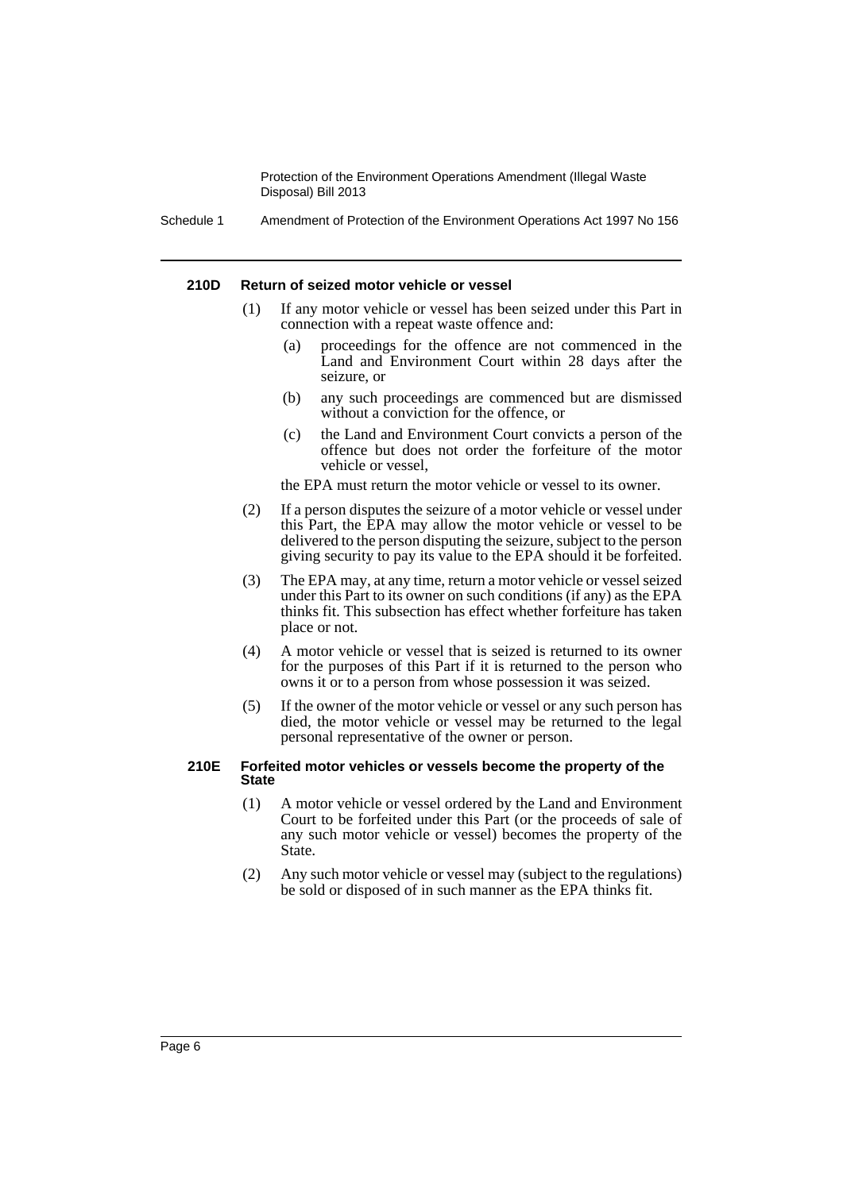#### 210D Return of seized motor vehicle or vessel

(1) If any motor vehicle or vessel has been seized under this Part in connection with a repeat waste offence and:

- (a) proceedings for the offence are not commenced in the Land and Environment Court within 28 days after the seizure, or
- (b) any such proceedings are commenced but are dismissed without a conviction for the offence, or
- (c) the Land and Environment Court convicts a person of the offence but does not order the forfeiture of the motor vehicle or vessel,

the EPA must return the motor vehicle or vessel to its owner.

(2) If a person disputes the seizure of a motor vehicle or vessel under this Part, the EPA may allow the motor vehicle or vessel to be delivered to the person disputing the seizure, subject to the person giving security to pay its value to the EPA should it be forfeited.

(3) The EPA may, at any time, return a motor vehicle or vessel seized under this Part to its owner on such conditions (if any) as the EPA thinks fit. This subsection has effect whether forfeiture has taken place or not.

(4) A motor vehicle or vessel that is seized is returned to its owner for the purposes of this Part if it is returned to the person who owns it or to a person from whose possession it was seized.

(5) If the owner of the motor vehicle or vessel or any such person has died, the motor vehicle or vessel may be returned to the legal personal representative of the owner or person.

#### 210E Forfeited motor vehicles or vessels become the property of the State

(1) A motor vehicle or vessel ordered by the Land and Environment Court to be forfeited under this Part (or the proceeds of sale of any such motor vehicle or vessel) becomes the property of the State.

(2) Any such motor vehicle or vessel may (subject to the regulations) be sold or disposed of in such manner as the EPA thinks fit.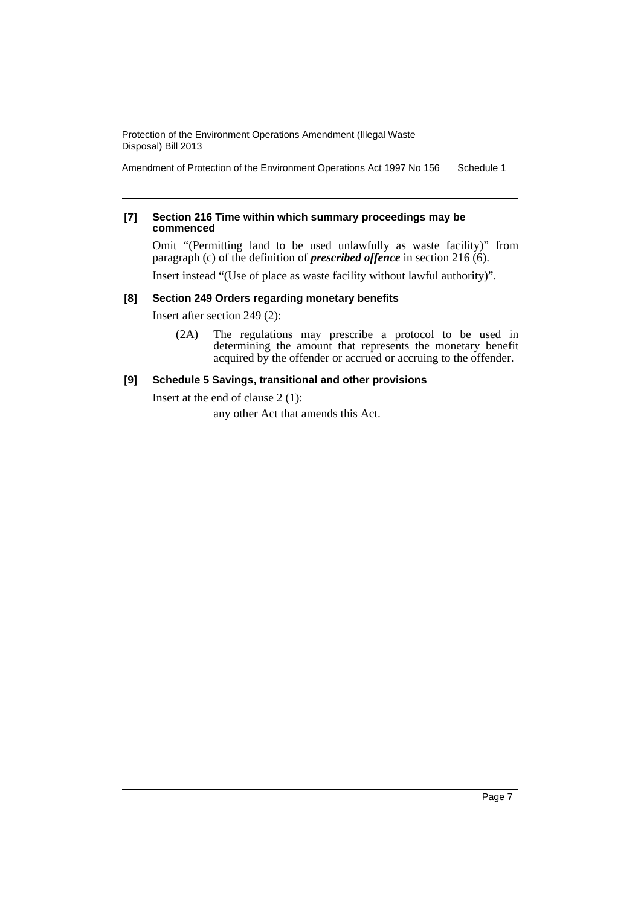**[7] Section 216 Time within which summary proceedings may be commenced**

Omit "(Permitting land to be used unlawfully as waste facility)" from paragraph (c) of the definition of ***prescribed offence*** in section 216 (6).

Insert instead "(Use of place as waste facility without lawful authority)".

**[8] Section 249 Orders regarding monetary benefits**

Insert after section 249 (2):

> (2A) The regulations may prescribe a protocol to be used in determining the amount that represents the monetary benefit acquired by the offender or accrued or accruing to the offender.

**[9] Schedule 5 Savings, transitional and other provisions**

Insert at the end of clause 2 (1):

> any other Act that amends this Act.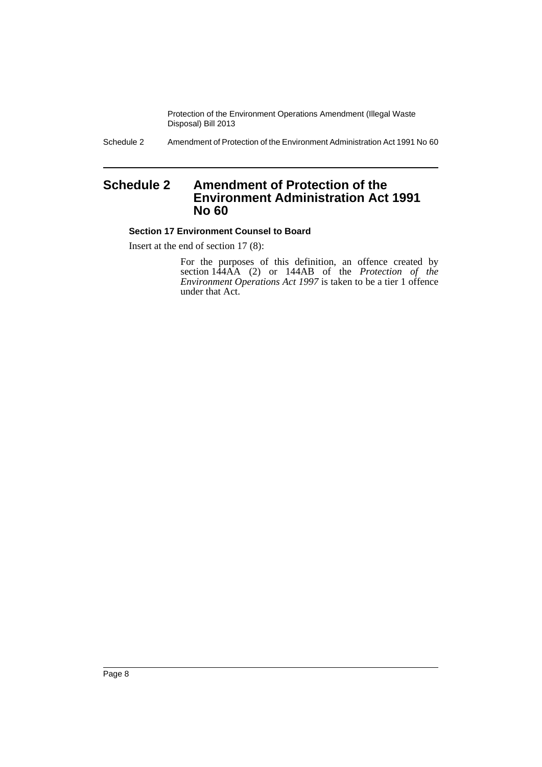## Schedule 2 Amendment of Protection of the Environment Administration Act 1991 No 60

### Section 17 Environment Counsel to Board

Insert at the end of section 17 (8):

> For the purposes of this definition, an offence created by section 144AA (2) or 144AB of the *Protection of the Environment Operations Act 1997* is taken to be a tier 1 offence under that Act.